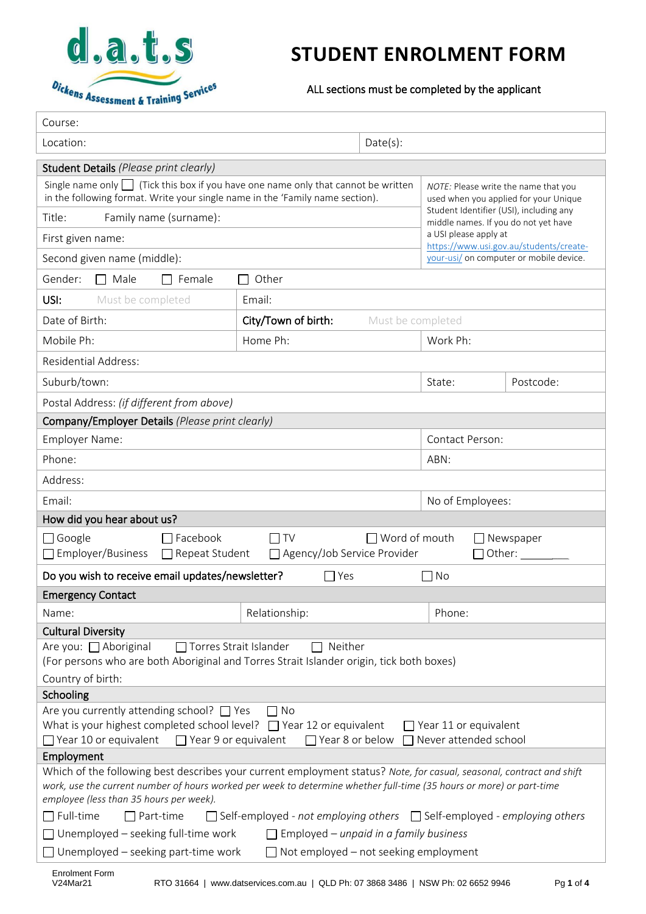d.a.t.s

Dickens Assessment & Training Services

# STUDENT ENROLMENT FORM

ALL sections must be completed by the applicant

| Course: | |
|---|---|
| Location: | Date(s): |

**Student Details** *(Please print clearly)*

| | |
|---|---|
| Single name only ☐ (Tick this box if you have one name only that cannot be written in the following format. Write your single name in the 'Family name section). | *NOTE:* Please write the name that you used when you applied for your Unique Student Identifier (USI), including any middle names. If you do not yet have a USI please apply at https://www.usi.gov.au/students/create-your-usi/ on computer or mobile device. |
| Title: Family name (surname): | |
| First given name: | |
| Second given name (middle): | |

Gender: ☐ Male ☐ Female ☐ Other

| | | | |
|---|---|---|---|
| **USI:** Must be completed | Email: | | |
| Date of Birth: | **City/Town of birth:** Must be completed | | |
| Mobile Ph: | Home Ph: | Work Ph: | |
| Residential Address: | | | |
| Suburb/town: | | State: | Postcode: |
| Postal Address: *(if different from above)* | | | |

**Company/Employer Details** *(Please print clearly)*

| | |
|---|---|
| Employer Name: | Contact Person: |
| Phone: | ABN: |
| Address: | |
| Email: | No of Employees: |

**How did you hear about us?**

☐ Google ☐ Facebook ☐ TV ☐ Word of mouth ☐ Newspaper
☐ Employer/Business ☐ Repeat Student ☐ Agency/Job Service Provider ☐ Other: ________

**Do you wish to receive email updates/newsletter?** ☐ Yes ☐ No

**Emergency Contact**

| | | |
|---|---|---|
| Name: | Relationship: | Phone: |

**Cultural Diversity**

Are you: ☐ Aboriginal ☐ Torres Strait Islander ☐ Neither
(For persons who are both Aboriginal and Torres Strait Islander origin, tick both boxes)

Country of birth:

**Schooling**

Are you currently attending school? ☐ Yes ☐ No
What is your highest completed school level? ☐ Year 12 or equivalent ☐ Year 11 or equivalent
☐ Year 10 or equivalent ☐ Year 9 or equivalent ☐ Year 8 or below ☐ Never attended school

**Employment**

Which of the following best describes your current employment status? *Note, for casual, seasonal, contract and shift work, use the current number of hours worked per week to determine whether full-time (35 hours or more) or part-time employee (less than 35 hours per week).*

☐ Full-time ☐ Part-time ☐ Self-employed - *not employing others* ☐ Self-employed - *employing others*
☐ Unemployed – seeking full-time work ☐ Employed – *unpaid in a family business*
☐ Unemployed – seeking part-time work ☐ Not employed – not seeking employment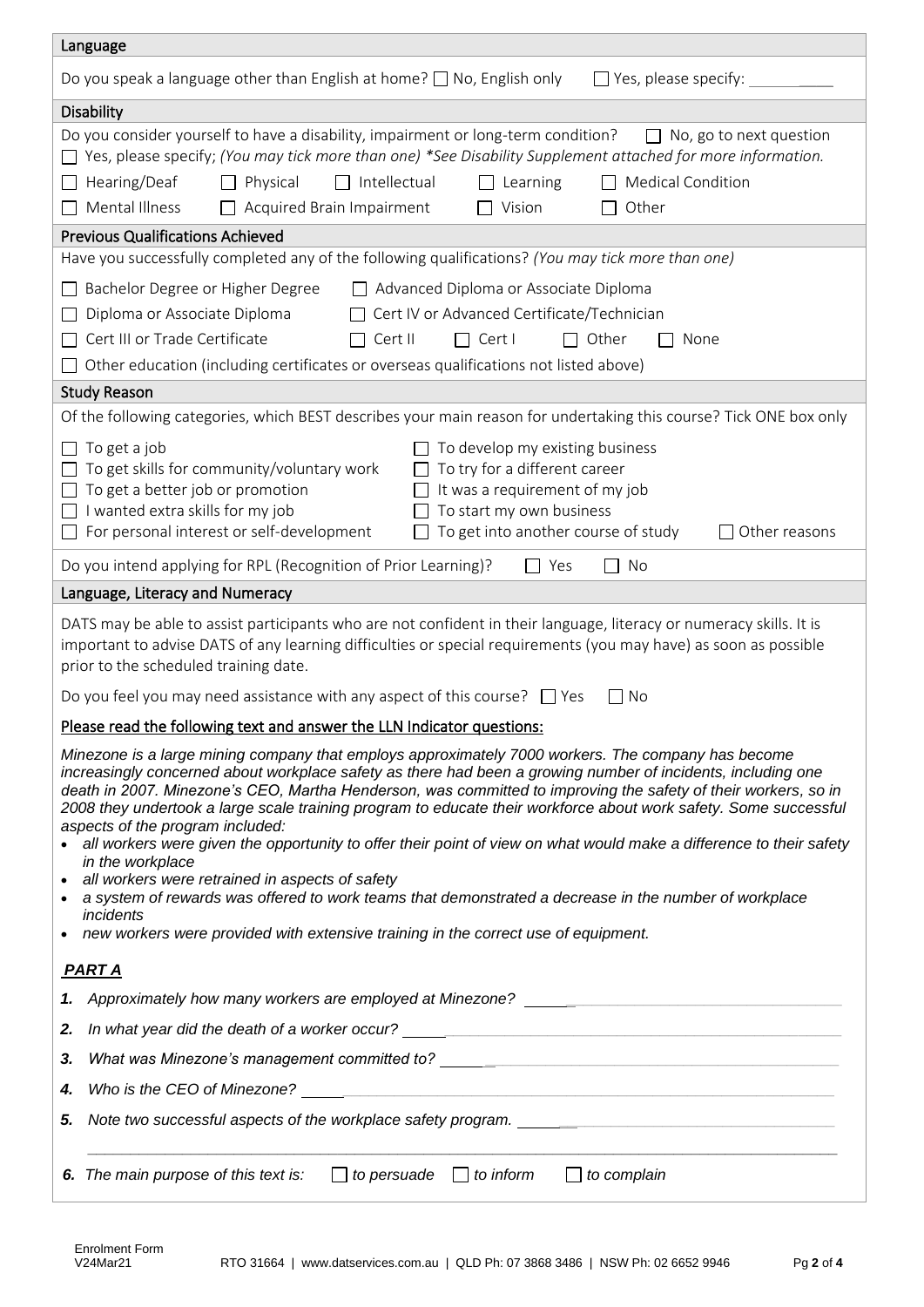## Language

Do you speak a language other than English at home? ☐ No, English only ☐ Yes, please specify: ____

## Disability

Do you consider yourself to have a disability, impairment or long-term condition? ☐ No, go to next question

☐ Yes, please specify; *(You may tick more than one) *See Disability Supplement attached for more information.*

☐ Hearing/Deaf ☐ Physical ☐ Intellectual ☐ Learning ☐ Medical Condition

☐ Mental Illness ☐ Acquired Brain Impairment ☐ Vision ☐ Other

## Previous Qualifications Achieved

Have you successfully completed any of the following qualifications? *(You may tick more than one)*

☐ Bachelor Degree or Higher Degree ☐ Advanced Diploma or Associate Diploma

☐ Diploma or Associate Diploma ☐ Cert IV or Advanced Certificate/Technician

☐ Cert III or Trade Certificate ☐ Cert II ☐ Cert I ☐ Other ☐ None

☐ Other education (including certificates or overseas qualifications not listed above)

## Study Reason

Of the following categories, which BEST describes your main reason for undertaking this course? Tick ONE box only

☐ To get a job
☐ To get skills for community/voluntary work
☐ To get a better job or promotion
☐ I wanted extra skills for my job
☐ For personal interest or self-development
☐ To develop my existing business
☐ To try for a different career
☐ It was a requirement of my job
☐ To start my own business
☐ To get into another course of study
☐ Other reasons

Do you intend applying for RPL (Recognition of Prior Learning)? ☐ Yes ☐ No

## Language, Literacy and Numeracy

DATS may be able to assist participants who are not confident in their language, literacy or numeracy skills. It is important to advise DATS of any learning difficulties or special requirements (you may have) as soon as possible prior to the scheduled training date.

Do you feel you may need assistance with any aspect of this course? ☐ Yes ☐ No

Please read the following text and answer the LLN Indicator questions:

*Minezone is a large mining company that employs approximately 7000 workers. The company has become increasingly concerned about workplace safety as there had been a growing number of incidents, including one death in 2007. Minezone's CEO, Martha Henderson, was committed to improving the safety of their workers, so in 2008 they undertook a large scale training program to educate their workforce about work safety. Some successful aspects of the program included:*

- *all workers were given the opportunity to offer their point of view on what would make a difference to their safety in the workplace*
- *all workers were retrained in aspects of safety*
- *a system of rewards was offered to work teams that demonstrated a decrease in the number of workplace incidents*
- *new workers were provided with extensive training in the correct use of equipment.*

***PART A***

1. *Approximately how many workers are employed at Minezone?* ____
2. *In what year did the death of a worker occur?* ____
3. *What was Minezone's management committed to?* ____
4. *Who is the CEO of Minezone?* ____
5. *Note two successful aspects of the workplace safety program.* ____
6. *The main purpose of this text is:* ☐ *to persuade* ☐ *to inform* ☐ *to complain*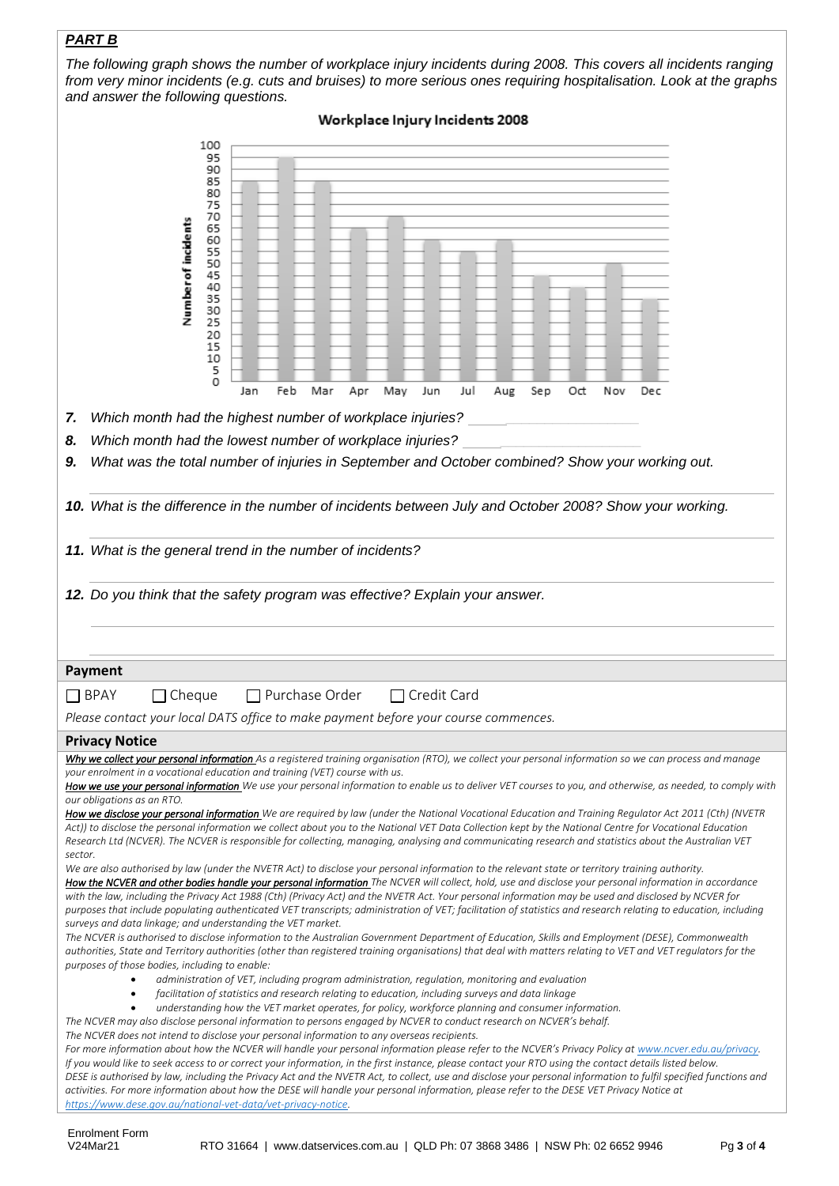## *PART B*

*The following graph shows the number of workplace injury incidents during 2008. This covers all incidents ranging from very minor incidents (e.g. cuts and bruises) to more serious ones requiring hospitalisation. Look at the graphs and answer the following questions.*

**Workplace Injury Incidents 2008**

| Month | Number of incidents |
|---|---|
| Jan | 85 |
| Feb | 95 |
| Mar | 85 |
| Apr | 65 |
| May | 70 |
| Jun | 60 |
| Jul | 55 |
| Aug | 60 |
| Sep | 45 |
| Oct | 40 |
| Nov | 50 |
| Dec | 35 |

***7.*** *Which month had the highest number of workplace injuries?* ____________

***8.*** *Which month had the lowest number of workplace injuries?* ____________

***9.*** *What was the total number of injuries in September and October combined? Show your working out.*

___________________________________________

***10.*** *What is the difference in the number of incidents between July and October 2008? Show your working.*

___________________________________________

***11.*** *What is the general trend in the number of incidents?*

___________________________________________

***12.*** *Do you think that the safety program was effective? Explain your answer.*

___________________________________________

___________________________________________

### Payment

☐ BPAY ☐ Cheque ☐ Purchase Order ☐ Credit Card

*Please contact your local DATS office to make payment before your course commences.*

### Privacy Notice

***Why we collect your personal information*** *As a registered training organisation (RTO), we collect your personal information so we can process and manage your enrolment in a vocational education and training (VET) course with us.*

***How we use your personal information*** *We use your personal information to enable us to deliver VET courses to you, and otherwise, as needed, to comply with our obligations as an RTO.*

***How we disclose your personal information*** *We are required by law (under the National Vocational Education and Training Regulator Act 2011 (Cth) (NVETR Act)) to disclose the personal information we collect about you to the National VET Data Collection kept by the National Centre for Vocational Education Research Ltd (NCVER). The NCVER is responsible for collecting, managing, analysing and communicating research and statistics about the Australian VET sector.*

*We are also authorised by law (under the NVETR Act) to disclose your personal information to the relevant state or territory training authority.*

***How the NCVER and other bodies handle your personal information*** *The NCVER will collect, hold, use and disclose your personal information in accordance with the law, including the Privacy Act 1988 (Cth) (Privacy Act) and the NVETR Act. Your personal information may be used and disclosed by NCVER for purposes that include populating authenticated VET transcripts; administration of VET; facilitation of statistics and research relating to education, including surveys and data linkage; and understanding the VET market.*

*The NCVER is authorised to disclose information to the Australian Government Department of Education, Skills and Employment (DESE), Commonwealth authorities, State and Territory authorities (other than registered training organisations) that deal with matters relating to VET and VET regulators for the purposes of those bodies, including to enable:*

- *administration of VET, including program administration, regulation, monitoring and evaluation*
- *facilitation of statistics and research relating to education, including surveys and data linkage*
- *understanding how the VET market operates, for policy, workforce planning and consumer information.*

*The NCVER may also disclose personal information to persons engaged by NCVER to conduct research on NCVER's behalf.*

*The NCVER does not intend to disclose your personal information to any overseas recipients.*

*For more information about how the NCVER will handle your personal information please refer to the NCVER's Privacy Policy at www.ncver.edu.au/privacy.*

*If you would like to seek access to or correct your information, in the first instance, please contact your RTO using the contact details listed below.*

*DESE is authorised by law, including the Privacy Act and the NVETR Act, to collect, use and disclose your personal information to fulfil specified functions and activities. For more information about how the DESE will handle your personal information, please refer to the DESE VET Privacy Notice at https://www.dese.gov.au/national-vet-data/vet-privacy-notice.*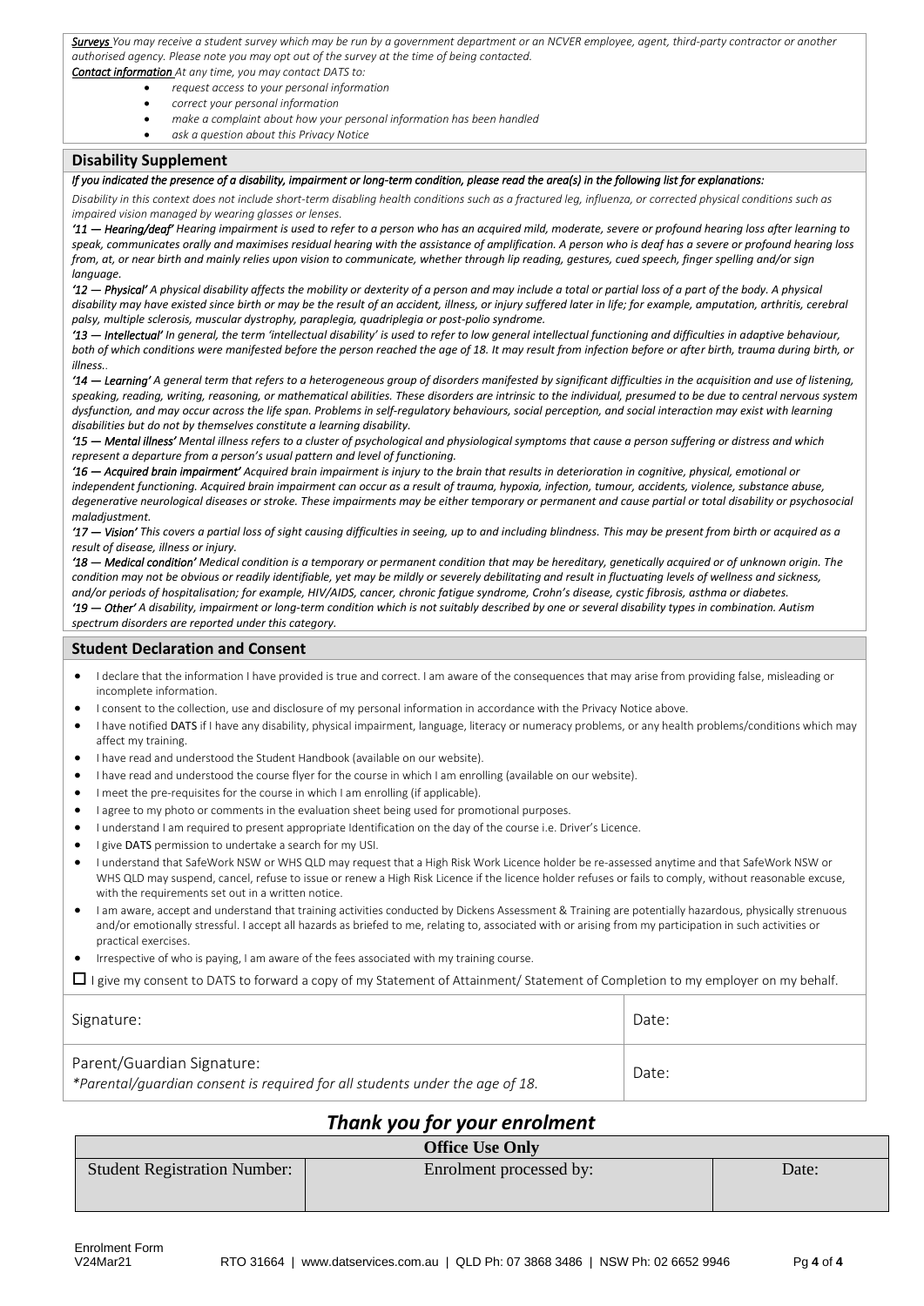***Surveys*** *You may receive a student survey which may be run by a government department or an NCVER employee, agent, third-party contractor or another authorised agency. Please note you may opt out of the survey at the time of being contacted.*

***Contact information*** *At any time, you may contact DATS to:*

- *request access to your personal information*
- *correct your personal information*
- *make a complaint about how your personal information has been handled*
- *ask a question about this Privacy Notice*

## Disability Supplement

***If you indicated the presence of a disability, impairment or long-term condition, please read the area(s) in the following list for explanations:***

*Disability in this context does not include short-term disabling health conditions such as a fractured leg, influenza, or corrected physical conditions such as impaired vision managed by wearing glasses or lenses.*

***'11 — Hearing/deaf'*** *Hearing impairment is used to refer to a person who has an acquired mild, moderate, severe or profound hearing loss after learning to speak, communicates orally and maximises residual hearing with the assistance of amplification. A person who is deaf has a severe or profound hearing loss from, at, or near birth and mainly relies upon vision to communicate, whether through lip reading, gestures, cued speech, finger spelling and/or sign language.*

***'12 — Physical'*** *A physical disability affects the mobility or dexterity of a person and may include a total or partial loss of a part of the body. A physical disability may have existed since birth or may be the result of an accident, illness, or injury suffered later in life; for example, amputation, arthritis, cerebral palsy, multiple sclerosis, muscular dystrophy, paraplegia, quadriplegia or post-polio syndrome.*

***'13 — Intellectual'*** *In general, the term 'intellectual disability' is used to refer to low general intellectual functioning and difficulties in adaptive behaviour, both of which conditions were manifested before the person reached the age of 18. It may result from infection before or after birth, trauma during birth, or illness..*

***'14 — Learning'*** *A general term that refers to a heterogeneous group of disorders manifested by significant difficulties in the acquisition and use of listening, speaking, reading, writing, reasoning, or mathematical abilities. These disorders are intrinsic to the individual, presumed to be due to central nervous system dysfunction, and may occur across the life span. Problems in self-regulatory behaviours, social perception, and social interaction may exist with learning disabilities but do not by themselves constitute a learning disability.*

***'15 — Mental illness'*** *Mental illness refers to a cluster of psychological and physiological symptoms that cause a person suffering or distress and which represent a departure from a person's usual pattern and level of functioning.*

***'16 — Acquired brain impairment'*** *Acquired brain impairment is injury to the brain that results in deterioration in cognitive, physical, emotional or independent functioning. Acquired brain impairment can occur as a result of trauma, hypoxia, infection, tumour, accidents, violence, substance abuse, degenerative neurological diseases or stroke. These impairments may be either temporary or permanent and cause partial or total disability or psychosocial maladjustment.*

***'17 — Vision'*** *This covers a partial loss of sight causing difficulties in seeing, up to and including blindness. This may be present from birth or acquired as a result of disease, illness or injury.*

***'18 — Medical condition'*** *Medical condition is a temporary or permanent condition that may be hereditary, genetically acquired or of unknown origin. The condition may not be obvious or readily identifiable, yet may be mildly or severely debilitating and result in fluctuating levels of wellness and sickness, and/or periods of hospitalisation; for example, HIV/AIDS, cancer, chronic fatigue syndrome, Crohn's disease, cystic fibrosis, asthma or diabetes.*

***'19 — Other'*** *A disability, impairment or long-term condition which is not suitably described by one or several disability types in combination. Autism spectrum disorders are reported under this category.*

## Student Declaration and Consent

- I declare that the information I have provided is true and correct. I am aware of the consequences that may arise from providing false, misleading or incomplete information.
- I consent to the collection, use and disclosure of my personal information in accordance with the Privacy Notice above.
- I have notified DATS if I have any disability, physical impairment, language, literacy or numeracy problems, or any health problems/conditions which may affect my training.
- I have read and understood the Student Handbook (available on our website).
- I have read and understood the course flyer for the course in which I am enrolling (available on our website).
- I meet the pre-requisites for the course in which I am enrolling (if applicable).
- I agree to my photo or comments in the evaluation sheet being used for promotional purposes.
- I understand I am required to present appropriate Identification on the day of the course i.e. Driver's Licence.
- I give DATS permission to undertake a search for my USI.
- I understand that SafeWork NSW or WHS QLD may request that a High Risk Work Licence holder be re-assessed anytime and that SafeWork NSW or WHS QLD may suspend, cancel, refuse to issue or renew a High Risk Licence if the licence holder refuses or fails to comply, without reasonable excuse, with the requirements set out in a written notice.
- I am aware, accept and understand that training activities conducted by Dickens Assessment & Training are potentially hazardous, physically strenuous and/or emotionally stressful. I accept all hazards as briefed to me, relating to, associated with or arising from my participation in such activities or practical exercises.
- Irrespective of who is paying, I am aware of the fees associated with my training course.

☐ I give my consent to DATS to forward a copy of my Statement of Attainment/ Statement of Completion to my employer on my behalf.

| | |
|---|---|
| Signature: | Date: |
| Parent/Guardian Signature:<br>*\*Parental/guardian consent is required for all students under the age of 18.* | Date: |

## *Thank you for your enrolment*

| Office Use Only | | |
|---|---|---|
| Student Registration Number: | Enrolment processed by: | Date: |

Enrolment Form
V24Mar21 RTO 31664 | www.datservices.com.au | QLD Ph: 07 3868 3486 | NSW Ph: 02 6652 9946